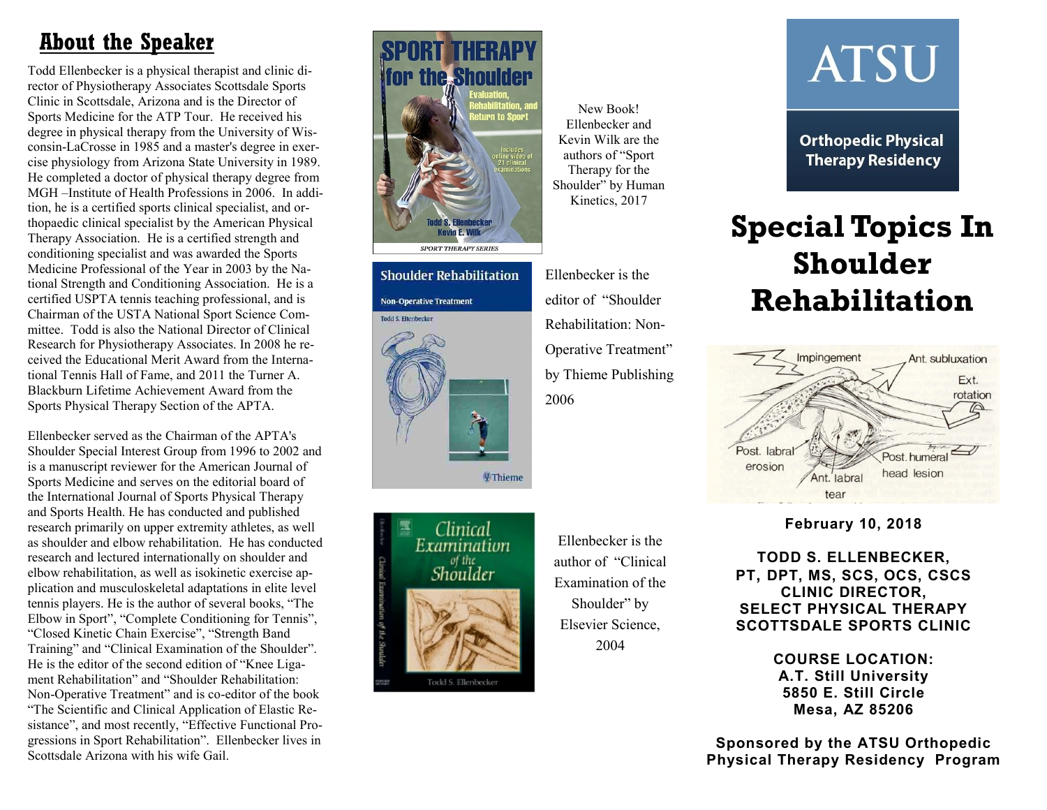## About the Speaker

Todd Ellenbecker is a physical therapist and clinic director of Physiotherapy Associates Scottsdale Sports Clinic in Scottsdale, Arizona and is the Director of Sports Medicine for the ATP Tour. He received his degree in physical therapy from the University of Wisconsin-LaCrosse in 1985 and a master's degree in exercise physiology from Arizona State University in 1989. He completed a doctor of physical therapy degree from MGH –Institute of Health Professions in 2006. In addition, he is a certified sports clinical specialist, and orthopaedic clinical specialist by the American Physical Therapy Association. He is a certified strength and conditioning specialist and was awarded the Sports Medicine Professional of the Year in 2003 by the National Strength and Conditioning Association. He is a certified USPTA tennis teaching professional, and is Chairman of the USTA National Sport Science Committee. Todd is also the National Director of Clinical Research for Physiotherapy Associates. In 2008 he received the Educational Merit Award from the International Tennis Hall of Fame, and 2011 the Turner A. Blackburn Lifetime Achievement Award from the Sports Physical Therapy Section of the APTA.

Ellenbecker served as the Chairman of the APTA's Shoulder Special Interest Group from 1996 to 2002 and is a manuscript reviewer for the American Journal of Sports Medicine and serves on the editorial board of the International Journal of Sports Physical Therapy and Sports Health. He has conducted and published research primarily on upper extremity athletes, as well as shoulder and elbow rehabilitation. He has conducted research and lectured internationally on shoulder and elbow rehabilitation, as well as isokinetic exercise application and musculoskeletal adaptations in elite level tennis players. He is the author of several books, “The Elbow in Sport”, “Complete Conditioning for Tennis”, “Closed Kinetic Chain Exercise”, “Strength Band Training” and “Clinical Examination of the Shoulder”. He is the editor of the second edition of “Knee Ligament Rehabilitation” and “Shoulder Rehabilitation: Non-Operative Treatment” and is co-editor of the book “The Scientific and Clinical Application of Elastic Resistance”, and most recently, “Effective Functional Progressions in Sport Rehabilitation”. Ellenbecker lives in Scottsdale Arizona with his wife Gail.

New Book! Ellenbecker and Kevin Wilk are the authors of “Sport Therapy for the Shoulder” by Human Kinetics, 2017

Ellenbecker is the editor of “Shoulder Rehabilitation: Non-Operative Treatment” by Thieme Publishing 2006

Ellenbecker is the author of “Clinical Examination of the Shoulder” by Elsevier Science, 2004

ATSU

Orthopedic Physical Therapy Residency

# Special Topics In Shoulder Rehabilitation

**February 10, 2018**

**TODD S. ELLENBECKER,**
**PT, DPT, MS, SCS, OCS, CSCS**
**CLINIC DIRECTOR,**
**SELECT PHYSICAL THERAPY**
**SCOTTSDALE SPORTS CLINIC**

**COURSE LOCATION:**
**A.T. Still University**
**5850 E. Still Circle**
**Mesa, AZ 85206**

**Sponsored by the ATSU Orthopedic Physical Therapy Residency Program**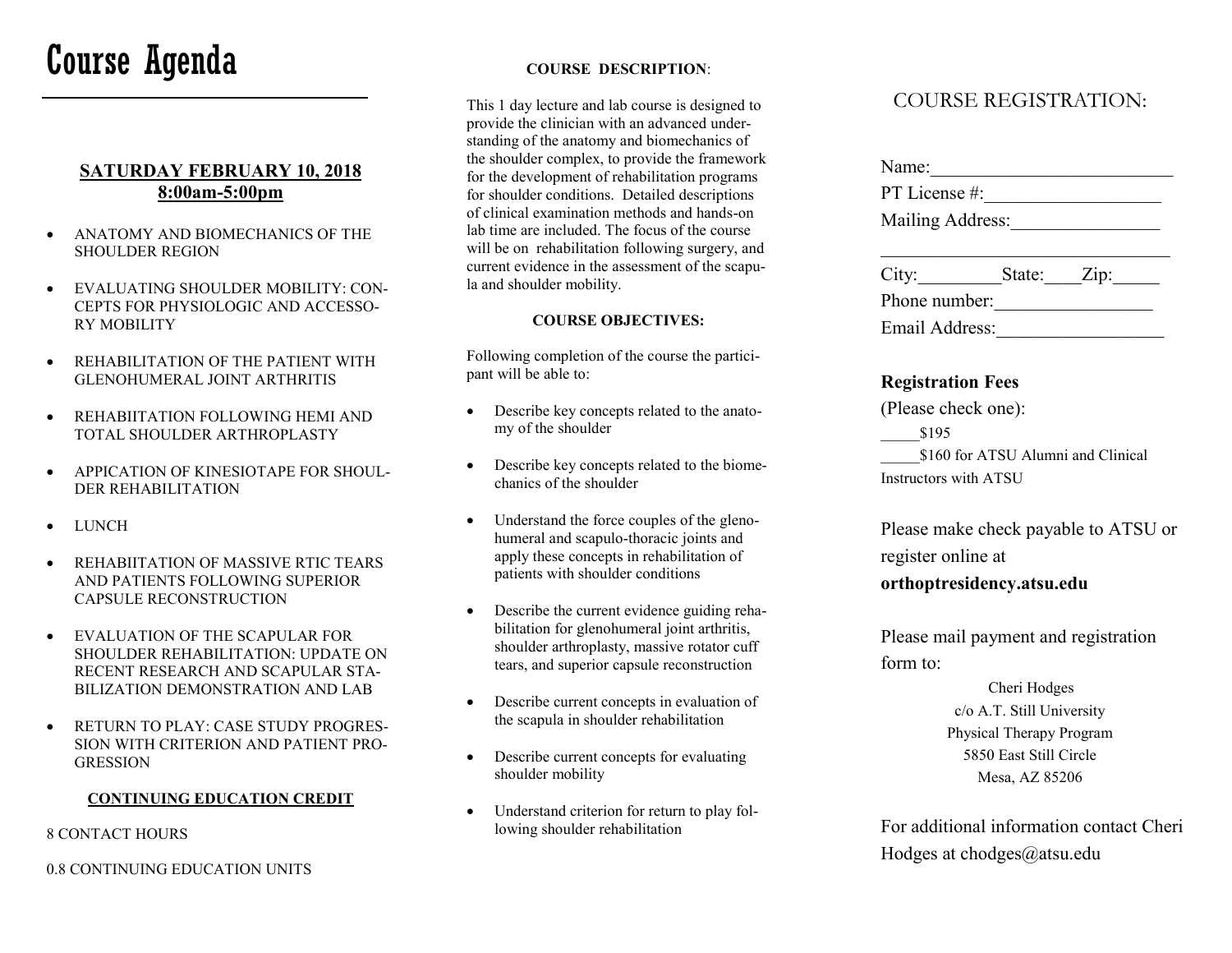# Course Agenda

**SATURDAY FEBRUARY 10, 2018**
**8:00am-5:00pm**

- ANATOMY AND BIOMECHANICS OF THE SHOULDER REGION
- EVALUATING SHOULDER MOBILITY: CONCEPTS FOR PHYSIOLOGIC AND ACCESSORY MOBILITY
- REHABILITATION OF THE PATIENT WITH GLENOHUMERAL JOINT ARTHRITIS
- REHABIITATION FOLLOWING HEMI AND TOTAL SHOULDER ARTHROPLASTY
- APPICATION OF KINESIOTAPE FOR SHOULDER REHABILITATION
- LUNCH
- REHABIITATION OF MASSIVE RTIC TEARS AND PATIENTS FOLLOWING SUPERIOR CAPSULE RECONSTRUCTION
- EVALUATION OF THE SCAPULAR FOR SHOULDER REHABILITATION: UPDATE ON RECENT RESEARCH AND SCAPULAR STABILIZATION DEMONSTRATION AND LAB
- RETURN TO PLAY: CASE STUDY PROGRESSION WITH CRITERION AND PATIENT PROGRESSION

**CONTINUING EDUCATION CREDIT**

8 CONTACT HOURS

0.8 CONTINUING EDUCATION UNITS

**COURSE DESCRIPTION**:

This 1 day lecture and lab course is designed to provide the clinician with an advanced understanding of the anatomy and biomechanics of the shoulder complex, to provide the framework for the development of rehabilitation programs for shoulder conditions. Detailed descriptions of clinical examination methods and hands-on lab time are included. The focus of the course will be on rehabilitation following surgery, and current evidence in the assessment of the scapula and shoulder mobility.

**COURSE OBJECTIVES:**

Following completion of the course the participant will be able to:

- Describe key concepts related to the anatomy of the shoulder
- Describe key concepts related to the biomechanics of the shoulder
- Understand the force couples of the glenohumeral and scapulo-thoracic joints and apply these concepts in rehabilitation of patients with shoulder conditions
- Describe the current evidence guiding rehabilitation for glenohumeral joint arthritis, shoulder arthroplasty, massive rotator cuff tears, and superior capsule reconstruction
- Describe current concepts in evaluation of the scapula in shoulder rehabilitation
- Describe current concepts for evaluating shoulder mobility
- Understand criterion for return to play following shoulder rehabilitation

## COURSE REGISTRATION:

Name:__________________________
PT License #:___________________
Mailing Address:________________
______________________________
City:_________State:____Zip:_____
Phone number:_________________
Email Address:__________________

**Registration Fees**

(Please check one):

_____$195

_____$160 for ATSU Alumni and Clinical Instructors with ATSU

Please make check payable to ATSU or register online at **orthoptresidency.atsu.edu**

Please mail payment and registration form to:

Cheri Hodges
c/o A.T. Still University
Physical Therapy Program
5850 East Still Circle
Mesa, AZ 85206

For additional information contact Cheri Hodges at chodges@atsu.edu